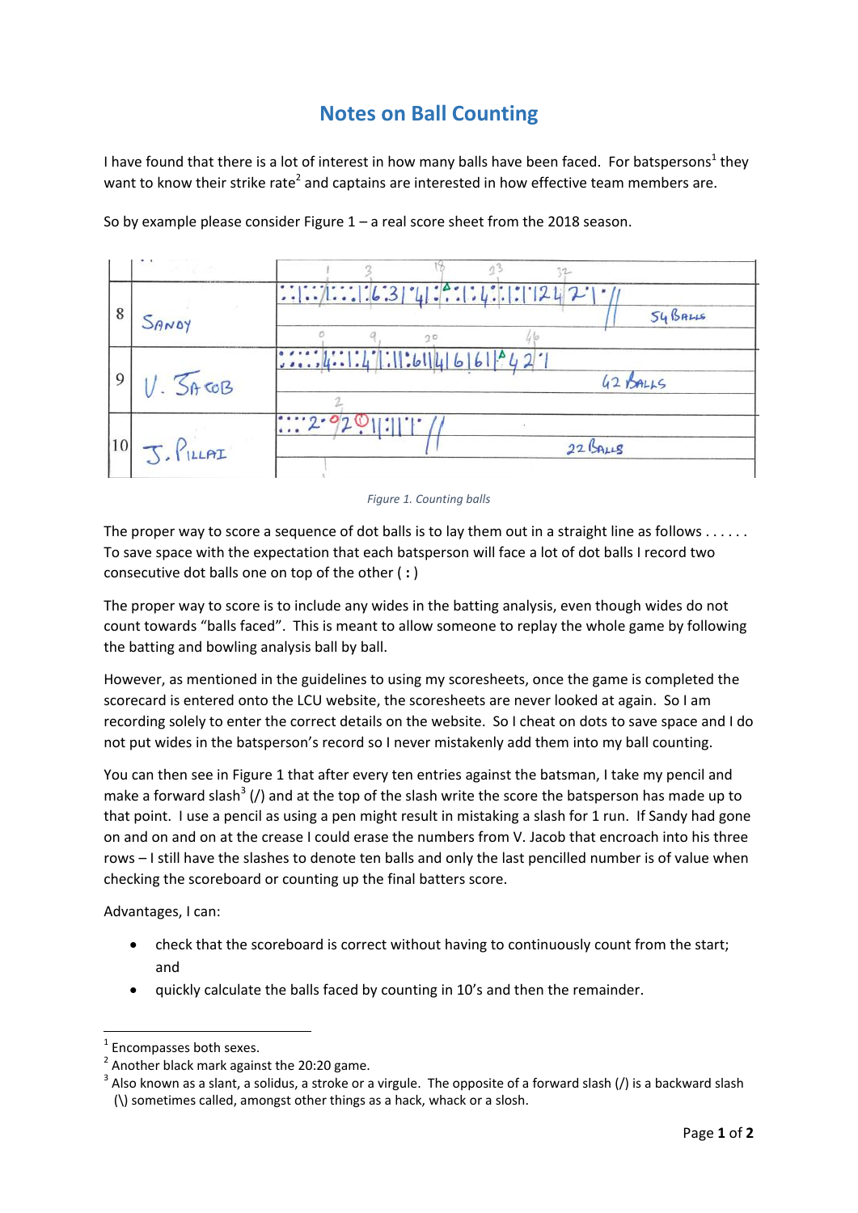# Notes on Ball Counting

I have found that there is a lot of interest in how many balls have been faced. For batspersons[1] they want to know their strike rate[2] and captains are interested in how effective team members are.

So by example please consider Figure 1 – a real score sheet from the 2018 season.

Figure 1. Counting balls

The proper way to score a sequence of dot balls is to lay them out in a straight line as follows . . . . . . To save space with the expectation that each batsperson will face a lot of dot balls I record two consecutive dot balls one on top of the other ( **:** )

The proper way to score is to include any wides in the batting analysis, even though wides do not count towards "balls faced". This is meant to allow someone to replay the whole game by following the batting and bowling analysis ball by ball.

However, as mentioned in the guidelines to using my scoresheets, once the game is completed the scorecard is entered onto the LCU website, the scoresheets are never looked at again. So I am recording solely to enter the correct details on the website. So I cheat on dots to save space and I do not put wides in the batsperson's record so I never mistakenly add them into my ball counting.

You can then see in Figure 1 that after every ten entries against the batsman, I take my pencil and make a forward slash[3] (/) and at the top of the slash write the score the batsperson has made up to that point. I use a pencil as using a pen might result in mistaking a slash for 1 run. If Sandy had gone on and on and on at the crease I could erase the numbers from V. Jacob that encroach into his three rows – I still have the slashes to denote ten balls and only the last pencilled number is of value when checking the scoreboard or counting up the final batters score.

Advantages, I can:

- check that the scoreboard is correct without having to continuously count from the start; and
- quickly calculate the balls faced by counting in 10's and then the remainder.

---

[1] Encompasses both sexes.

[2] Another black mark against the 20:20 game.

[3] Also known as a slant, a solidus, a stroke or a virgule. The opposite of a forward slash (/) is a backward slash (\) sometimes called, amongst other things as a hack, whack or a slosh.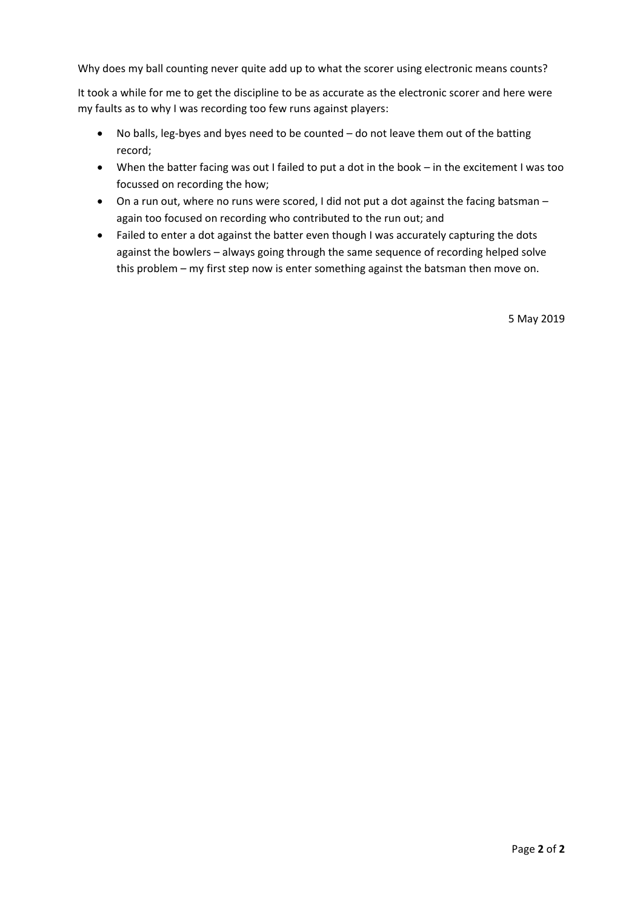Why does my ball counting never quite add up to what the scorer using electronic means counts?

It took a while for me to get the discipline to be as accurate as the electronic scorer and here were my faults as to why I was recording too few runs against players:

- No balls, leg-byes and byes need to be counted – do not leave them out of the batting record;
- When the batter facing was out I failed to put a dot in the book – in the excitement I was too focussed on recording the how;
- On a run out, where no runs were scored, I did not put a dot against the facing batsman – again too focused on recording who contributed to the run out; and
- Failed to enter a dot against the batter even though I was accurately capturing the dots against the bowlers – always going through the same sequence of recording helped solve this problem – my first step now is enter something against the batsman then move on.

5 May 2019